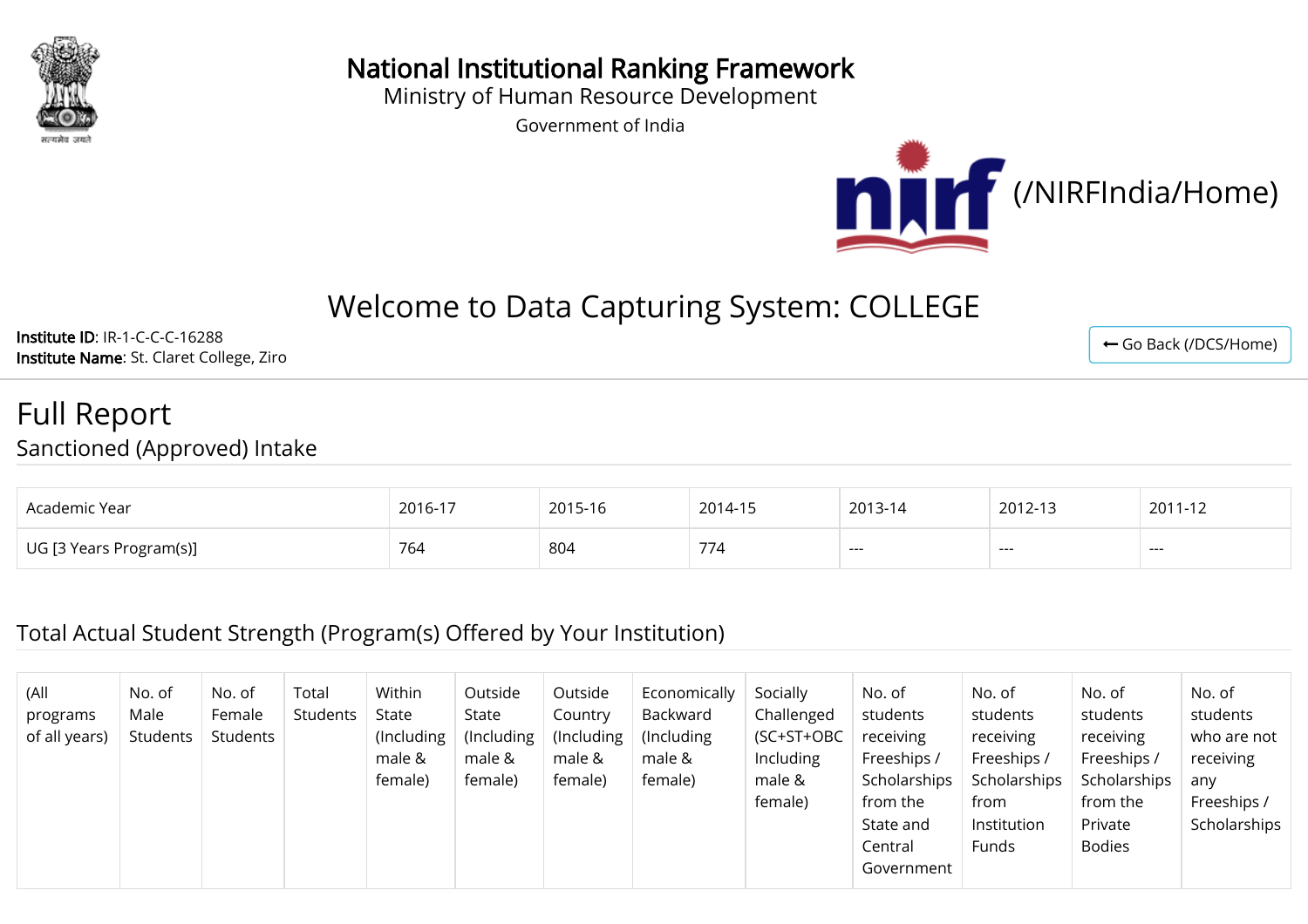# National Institutional Ranking Framework

Ministry of Human Resource Development

Government of India

(/NIRFIndia/Home)

## Welcome to Data Capturing System: COLLEGE

**Institute ID**: IR-1-C-C-C-16288
**Institute Name**: St. Claret College, Ziro

Go Back (/DCS/Home)

# Full Report

## Sanctioned (Approved) Intake

| Academic Year | 2016-17 | 2015-16 | 2014-15 | 2013-14 | 2012-13 | 2011-12 |
|---|---|---|---|---|---|---|
| UG [3 Years Program(s)] | 764 | 804 | 774 | --- | --- | --- |

## Total Actual Student Strength (Program(s) Offered by Your Institution)

| (All programs of all years) | No. of Male Students | No. of Female Students | Total Students | Within State (Including male & female) | Outside State (Including male & female) | Outside Country (Including male & female) | Economically Backward (Including male & female) | Socially Challenged (SC+ST+OBC Including male & female) | No. of students receiving Freeships / Scholarships from the State and Central Government | No. of students receiving Freeships / Scholarships from Institution Funds | No. of students receiving Freeships / Scholarships from the Private Bodies | No. of students who are not receiving any Freeships / Scholarships |
|---|---|---|---|---|---|---|---|---|---|---|---|---|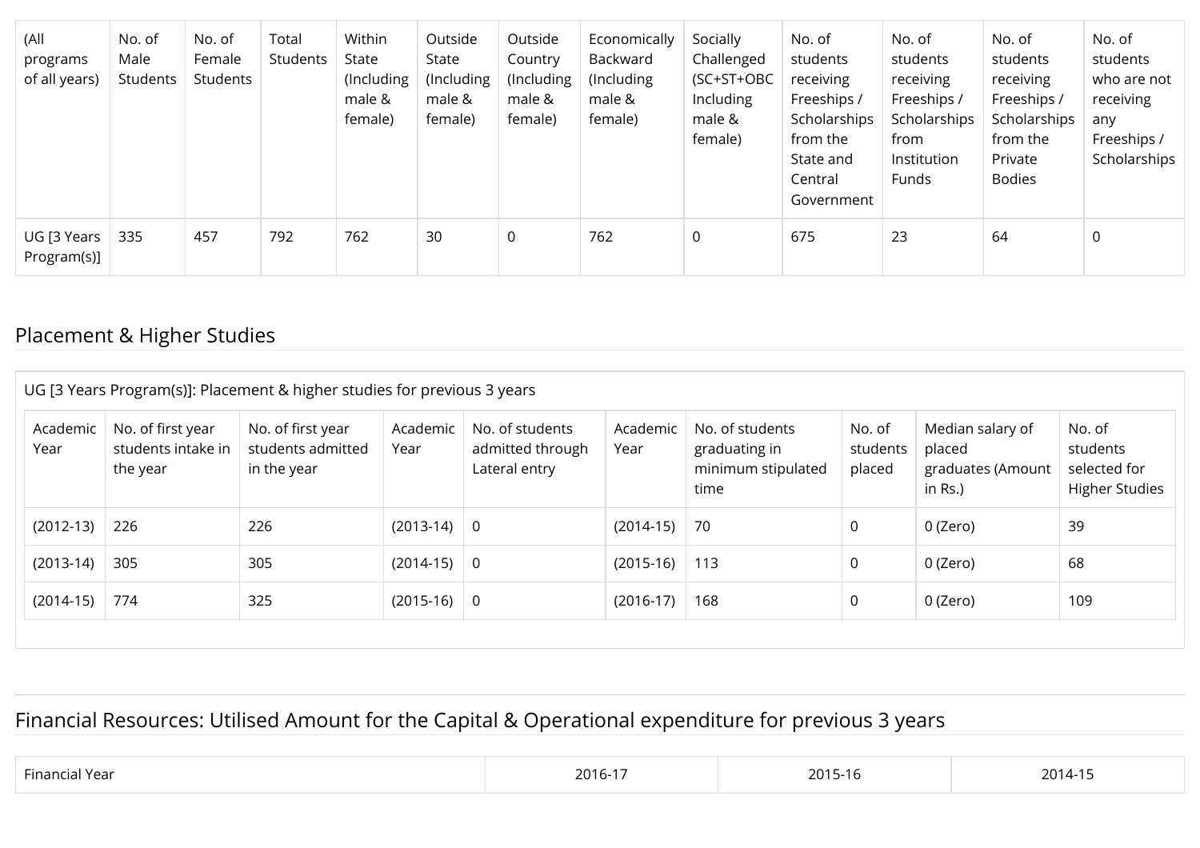| (All programs of all years) | No. of Male Students | No. of Female Students | Total Students | Within State (Including male & female) | Outside State (Including male & female) | Outside Country (Including male & female) | Economically Backward (Including male & female) | Socially Challenged (SC+ST+OBC Including male & female) | No. of students receiving Freeships / Scholarships from the State and Central Government | No. of students receiving Freeships / Scholarships from Institution Funds | No. of students receiving Freeships / Scholarships from the Private Bodies | No. of students who are not receiving any Freeships / Scholarships |
|---|---|---|---|---|---|---|---|---|---|---|---|---|
| UG [3 Years Program(s)] | 335 | 457 | 792 | 762 | 30 | 0 | 762 | 0 | 675 | 23 | 64 | 0 |

## Placement & Higher Studies

UG [3 Years Program(s)]: Placement & higher studies for previous 3 years

| Academic Year | No. of first year students intake in the year | No. of first year students admitted in the year | Academic Year | No. of students admitted through Lateral entry | Academic Year | No. of students graduating in minimum stipulated time | No. of students placed | Median salary of placed graduates (Amount in Rs.) | No. of students selected for Higher Studies |
|---|---|---|---|---|---|---|---|---|---|
| (2012-13) | 226 | 226 | (2013-14) | 0 | (2014-15) | 70 | 0 | 0 (Zero) | 39 |
| (2013-14) | 305 | 305 | (2014-15) | 0 | (2015-16) | 113 | 0 | 0 (Zero) | 68 |
| (2014-15) | 774 | 325 | (2015-16) | 0 | (2016-17) | 168 | 0 | 0 (Zero) | 109 |

## Financial Resources: Utilised Amount for the Capital & Operational expenditure for previous 3 years

| Financial Year | 2016-17 | 2015-16 | 2014-15 |
|---|---|---|---|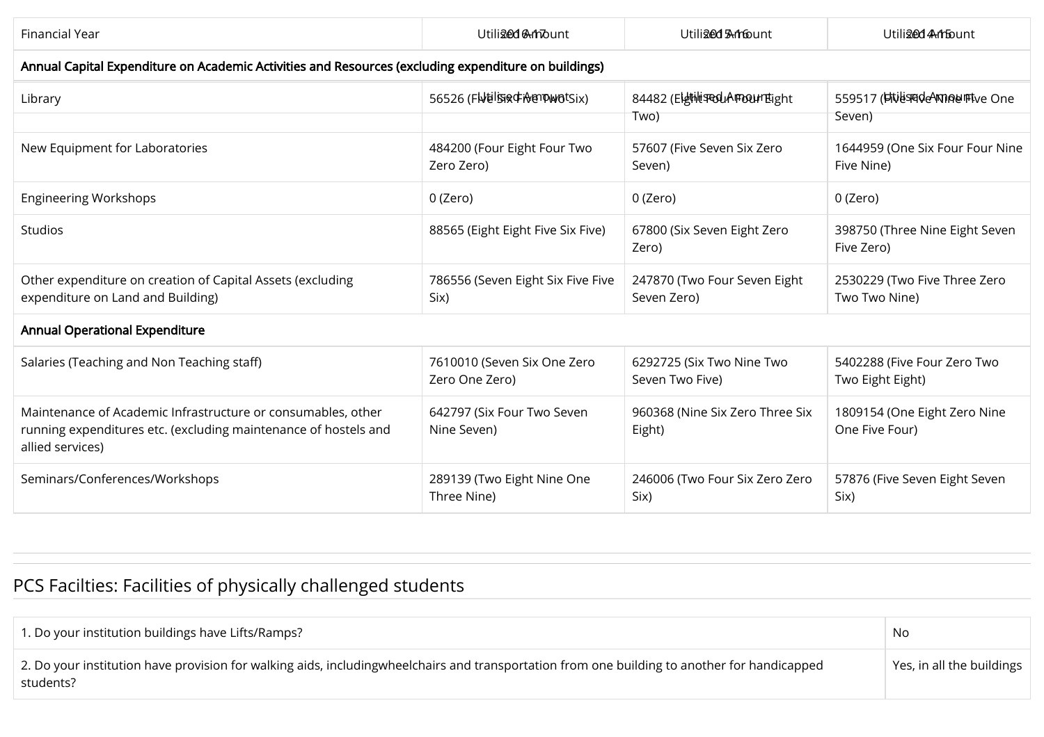| Financial Year | 2016-17 Utilized Amount | 2015-16 Utilized Amount | 2014-15 Utilized Amount |
|---|---|---|---|
| **Annual Capital Expenditure on Academic Activities and Resources (excluding expenditure on buildings)** | | | |
| Library | 56526 (Five Six Five Two Six) | 84482 (Eight Four Four Eight Two) | 559517 (Five Five Nine Five One Seven) |
| New Equipment for Laboratories | 484200 (Four Eight Four Two Zero Zero) | 57607 (Five Seven Six Zero Seven) | 1644959 (One Six Four Four Nine Five Nine) |
| Engineering Workshops | 0 (Zero) | 0 (Zero) | 0 (Zero) |
| Studios | 88565 (Eight Eight Five Six Five) | 67800 (Six Seven Eight Zero Zero) | 398750 (Three Nine Eight Seven Five Zero) |
| Other expenditure on creation of Capital Assets (excluding expenditure on Land and Building) | 786556 (Seven Eight Six Five Five Six) | 247870 (Two Four Seven Eight Seven Zero) | 2530229 (Two Five Three Zero Two Two Nine) |
| **Annual Operational Expenditure** | | | |
| Salaries (Teaching and Non Teaching staff) | 7610010 (Seven Six One Zero Zero One Zero) | 6292725 (Six Two Nine Two Seven Two Five) | 5402288 (Five Four Zero Two Two Eight Eight) |
| Maintenance of Academic Infrastructure or consumables, other running expenditures etc. (excluding maintenance of hostels and allied services) | 642797 (Six Four Two Seven Nine Seven) | 960368 (Nine Six Zero Three Six Eight) | 1809154 (One Eight Zero Nine One Five Four) |
| Seminars/Conferences/Workshops | 289139 (Two Eight Nine One Three Nine) | 246006 (Two Four Six Zero Zero Six) | 57876 (Five Seven Eight Seven Six) |

## PCS Facilties: Facilities of physically challenged students

| | |
|---|---|
| 1. Do your institution buildings have Lifts/Ramps? | No |
| 2. Do your institution have provision for walking aids, includingwheelchairs and transportation from one building to another for handicapped students? | Yes, in all the buildings |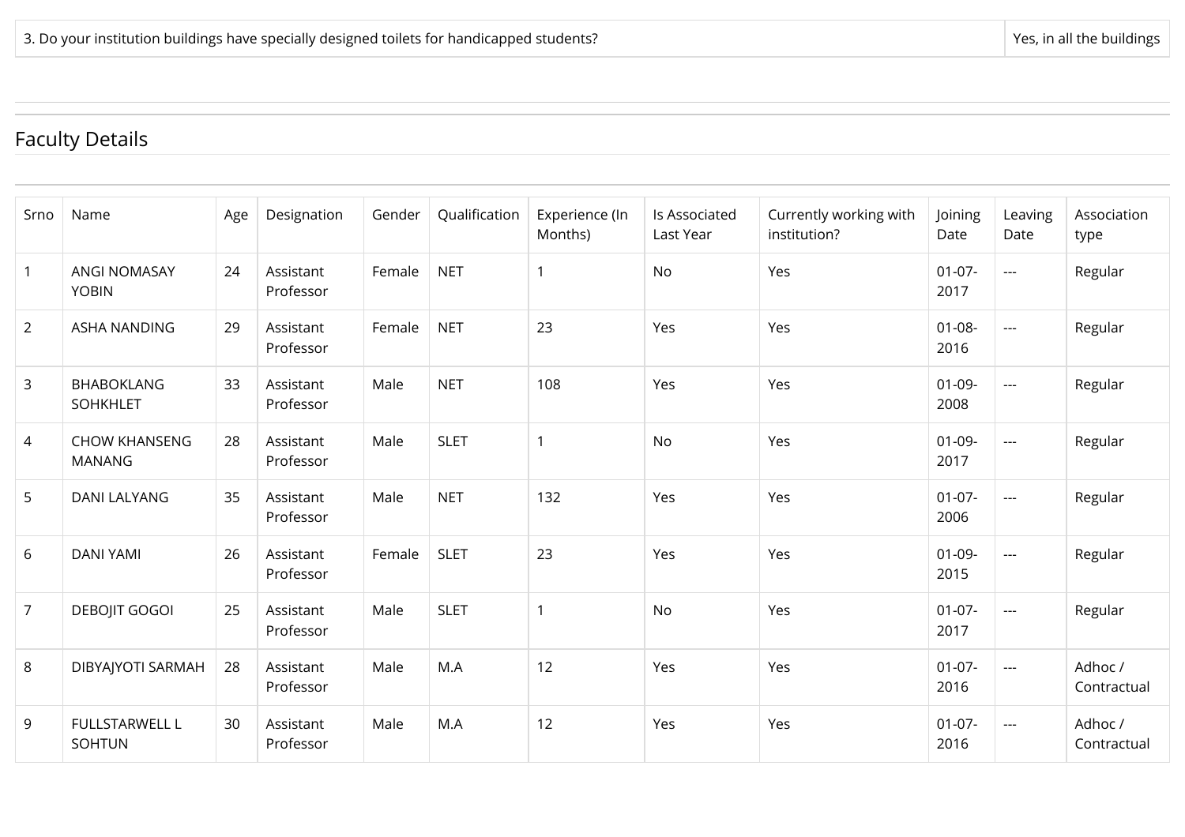| 3. Do your institution buildings have specially designed toilets for handicapped students? | Yes, in all the buildings |
|---|---|

## Faculty Details

| Srno | Name | Age | Designation | Gender | Qualification | Experience (In Months) | Is Associated Last Year | Currently working with institution? | Joining Date | Leaving Date | Association type |
|---|---|---|---|---|---|---|---|---|---|---|---|
| 1 | ANGI NOMASAY YOBIN | 24 | Assistant Professor | Female | NET | 1 | No | Yes | 01-07-2017 | --- | Regular |
| 2 | ASHA NANDING | 29 | Assistant Professor | Female | NET | 23 | Yes | Yes | 01-08-2016 | --- | Regular |
| 3 | BHABOKLANG SOHKHLET | 33 | Assistant Professor | Male | NET | 108 | Yes | Yes | 01-09-2008 | --- | Regular |
| 4 | CHOW KHANSENG MANANG | 28 | Assistant Professor | Male | SLET | 1 | No | Yes | 01-09-2017 | --- | Regular |
| 5 | DANI LALYANG | 35 | Assistant Professor | Male | NET | 132 | Yes | Yes | 01-07-2006 | --- | Regular |
| 6 | DANI YAMI | 26 | Assistant Professor | Female | SLET | 23 | Yes | Yes | 01-09-2015 | --- | Regular |
| 7 | DEBOJIT GOGOI | 25 | Assistant Professor | Male | SLET | 1 | No | Yes | 01-07-2017 | --- | Regular |
| 8 | DIBYAJYOTI SARMAH | 28 | Assistant Professor | Male | M.A | 12 | Yes | Yes | 01-07-2016 | --- | Adhoc / Contractual |
| 9 | FULLSTARWELL L SOHTUN | 30 | Assistant Professor | Male | M.A | 12 | Yes | Yes | 01-07-2016 | --- | Adhoc / Contractual |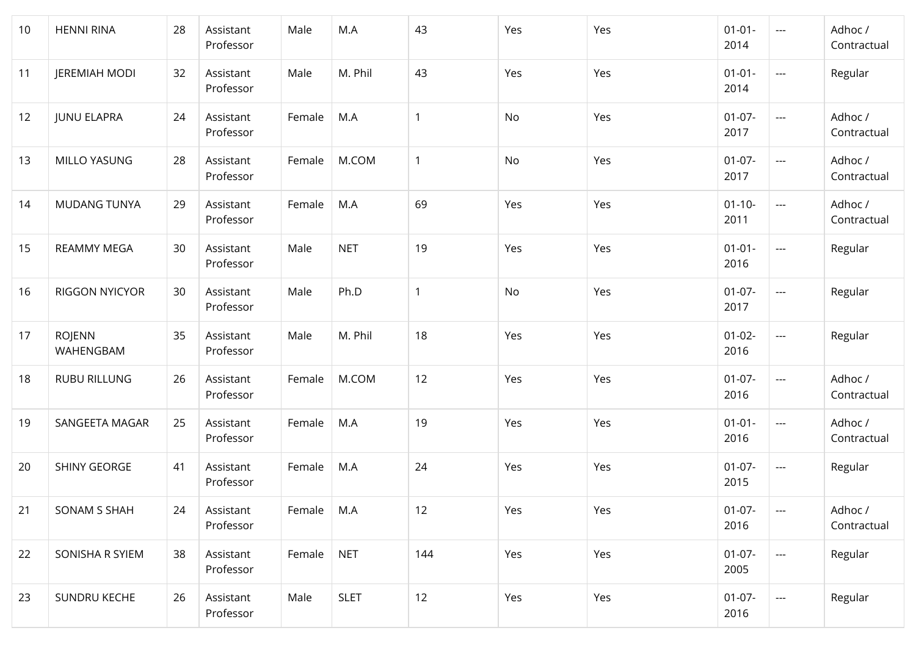| 10 | HENNI RINA | 28 | Assistant Professor | Male | M.A | 43 | Yes | Yes | 01-01-2014 | --- | Adhoc / Contractual |
|---|---|---|---|---|---|---|---|---|---|---|---|
| 11 | JEREMIAH MODI | 32 | Assistant Professor | Male | M. Phil | 43 | Yes | Yes | 01-01-2014 | --- | Regular |
| 12 | JUNU ELAPRA | 24 | Assistant Professor | Female | M.A | 1 | No | Yes | 01-07-2017 | --- | Adhoc / Contractual |
| 13 | MILLO YASUNG | 28 | Assistant Professor | Female | M.COM | 1 | No | Yes | 01-07-2017 | --- | Adhoc / Contractual |
| 14 | MUDANG TUNYA | 29 | Assistant Professor | Female | M.A | 69 | Yes | Yes | 01-10-2011 | --- | Adhoc / Contractual |
| 15 | REAMMY MEGA | 30 | Assistant Professor | Male | NET | 19 | Yes | Yes | 01-01-2016 | --- | Regular |
| 16 | RIGGON NYICYOR | 30 | Assistant Professor | Male | Ph.D | 1 | No | Yes | 01-07-2017 | --- | Regular |
| 17 | ROJENN WAHENGBAM | 35 | Assistant Professor | Male | M. Phil | 18 | Yes | Yes | 01-02-2016 | --- | Regular |
| 18 | RUBU RILLUNG | 26 | Assistant Professor | Female | M.COM | 12 | Yes | Yes | 01-07-2016 | --- | Adhoc / Contractual |
| 19 | SANGEETA MAGAR | 25 | Assistant Professor | Female | M.A | 19 | Yes | Yes | 01-01-2016 | --- | Adhoc / Contractual |
| 20 | SHINY GEORGE | 41 | Assistant Professor | Female | M.A | 24 | Yes | Yes | 01-07-2015 | --- | Regular |
| 21 | SONAM S SHAH | 24 | Assistant Professor | Female | M.A | 12 | Yes | Yes | 01-07-2016 | --- | Adhoc / Contractual |
| 22 | SONISHA R SYIEM | 38 | Assistant Professor | Female | NET | 144 | Yes | Yes | 01-07-2005 | --- | Regular |
| 23 | SUNDRU KECHE | 26 | Assistant Professor | Male | SLET | 12 | Yes | Yes | 01-07-2016 | --- | Regular |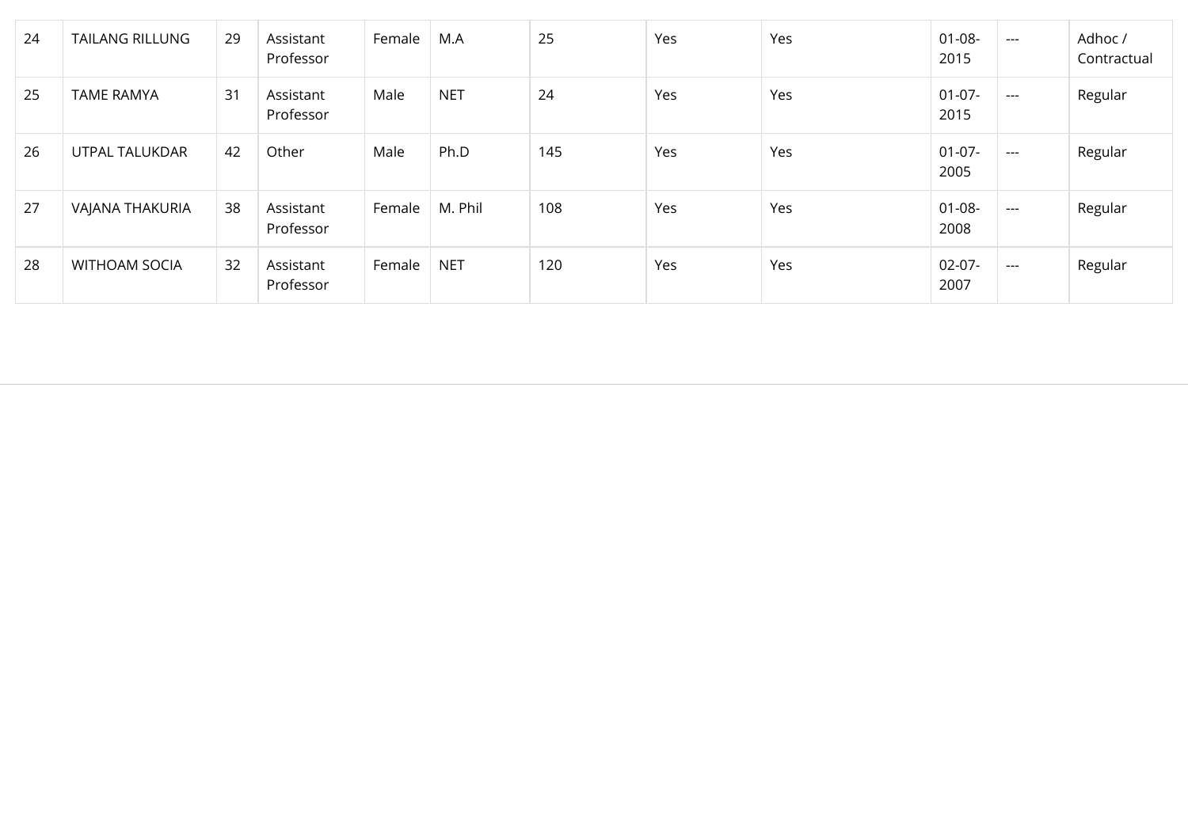| | | | | | | | | | | | |
|---|---|---|---|---|---|---|---|---|---|---|---|
| 24 | TAILANG RILLUNG | 29 | Assistant Professor | Female | M.A | 25 | Yes | Yes | 01-08-2015 | --- | Adhoc / Contractual |
| 25 | TAME RAMYA | 31 | Assistant Professor | Male | NET | 24 | Yes | Yes | 01-07-2015 | --- | Regular |
| 26 | UTPAL TALUKDAR | 42 | Other | Male | Ph.D | 145 | Yes | Yes | 01-07-2005 | --- | Regular |
| 27 | VAJANA THAKURIA | 38 | Assistant Professor | Female | M. Phil | 108 | Yes | Yes | 01-08-2008 | --- | Regular |
| 28 | WITHOAM SOCIA | 32 | Assistant Professor | Female | NET | 120 | Yes | Yes | 02-07-2007 | --- | Regular |